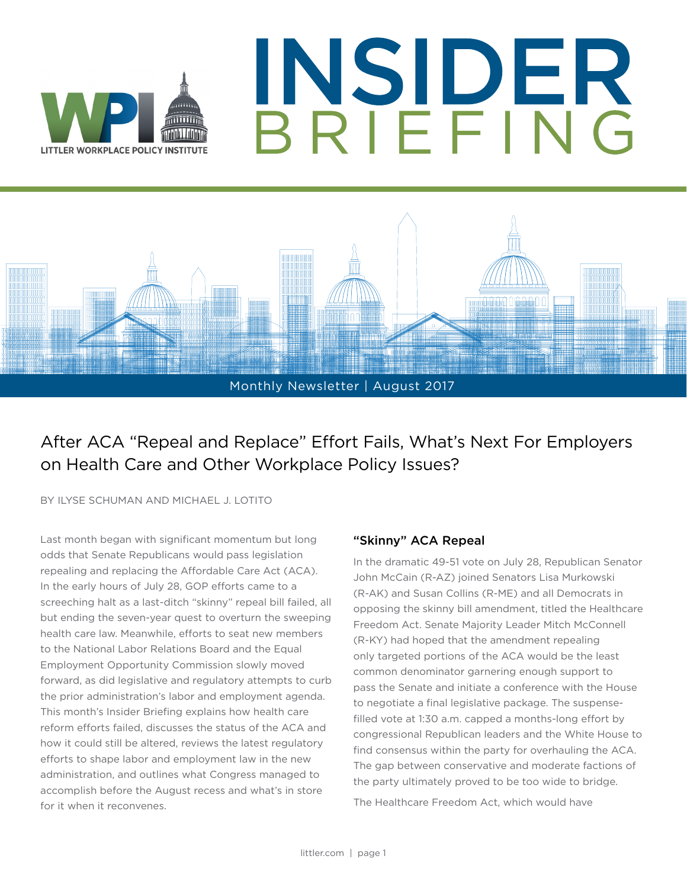LITTLER WORKPLACE POLICY INSTITUTE

# INSIDER BRIEFING

Monthly Newsletter | August 2017

## After ACA "Repeal and Replace" Effort Fails, What's Next For Employers on Health Care and Other Workplace Policy Issues?

BY ILYSE SCHUMAN AND MICHAEL J. LOTITO

Last month began with significant momentum but long odds that Senate Republicans would pass legislation repealing and replacing the Affordable Care Act (ACA). In the early hours of July 28, GOP efforts came to a screeching halt as a last-ditch "skinny" repeal bill failed, all but ending the seven-year quest to overturn the sweeping health care law. Meanwhile, efforts to seat new members to the National Labor Relations Board and the Equal Employment Opportunity Commission slowly moved forward, as did legislative and regulatory attempts to curb the prior administration's labor and employment agenda. This month's Insider Briefing explains how health care reform efforts failed, discusses the status of the ACA and how it could still be altered, reviews the latest regulatory efforts to shape labor and employment law in the new administration, and outlines what Congress managed to accomplish before the August recess and what's in store for it when it reconvenes.

### "Skinny" ACA Repeal

In the dramatic 49-51 vote on July 28, Republican Senator John McCain (R-AZ) joined Senators Lisa Murkowski (R-AK) and Susan Collins (R-ME) and all Democrats in opposing the skinny bill amendment, titled the Healthcare Freedom Act. Senate Majority Leader Mitch McConnell (R-KY) had hoped that the amendment repealing only targeted portions of the ACA would be the least common denominator garnering enough support to pass the Senate and initiate a conference with the House to negotiate a final legislative package. The suspense-filled vote at 1:30 a.m. capped a months-long effort by congressional Republican leaders and the White House to find consensus within the party for overhauling the ACA. The gap between conservative and moderate factions of the party ultimately proved to be too wide to bridge.

The Healthcare Freedom Act, which would have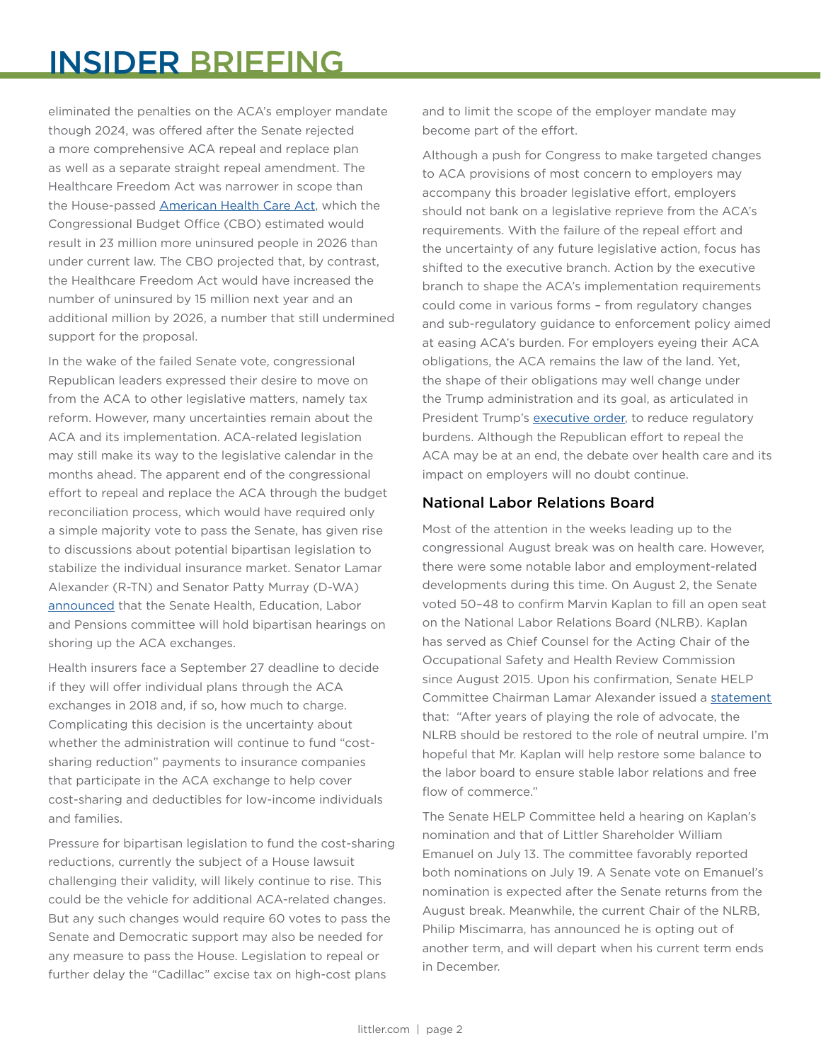eliminated the penalties on the ACA's employer mandate though 2024, was offered after the Senate rejected a more comprehensive ACA repeal and replace plan as well as a separate straight repeal amendment. The Healthcare Freedom Act was narrower in scope than the House-passed American Health Care Act, which the Congressional Budget Office (CBO) estimated would result in 23 million more uninsured people in 2026 than under current law. The CBO projected that, by contrast, the Healthcare Freedom Act would have increased the number of uninsured by 15 million next year and an additional million by 2026, a number that still undermined support for the proposal.

In the wake of the failed Senate vote, congressional Republican leaders expressed their desire to move on from the ACA to other legislative matters, namely tax reform. However, many uncertainties remain about the ACA and its implementation. ACA-related legislation may still make its way to the legislative calendar in the months ahead. The apparent end of the congressional effort to repeal and replace the ACA through the budget reconciliation process, which would have required only a simple majority vote to pass the Senate, has given rise to discussions about potential bipartisan legislation to stabilize the individual insurance market. Senator Lamar Alexander (R-TN) and Senator Patty Murray (D-WA) announced that the Senate Health, Education, Labor and Pensions committee will hold bipartisan hearings on shoring up the ACA exchanges.

Health insurers face a September 27 deadline to decide if they will offer individual plans through the ACA exchanges in 2018 and, if so, how much to charge. Complicating this decision is the uncertainty about whether the administration will continue to fund "cost-sharing reduction" payments to insurance companies that participate in the ACA exchange to help cover cost-sharing and deductibles for low-income individuals and families.

Pressure for bipartisan legislation to fund the cost-sharing reductions, currently the subject of a House lawsuit challenging their validity, will likely continue to rise. This could be the vehicle for additional ACA-related changes. But any such changes would require 60 votes to pass the Senate and Democratic support may also be needed for any measure to pass the House. Legislation to repeal or further delay the "Cadillac" excise tax on high-cost plans and to limit the scope of the employer mandate may become part of the effort.

Although a push for Congress to make targeted changes to ACA provisions of most concern to employers may accompany this broader legislative effort, employers should not bank on a legislative reprieve from the ACA's requirements. With the failure of the repeal effort and the uncertainty of any future legislative action, focus has shifted to the executive branch. Action by the executive branch to shape the ACA's implementation requirements could come in various forms – from regulatory changes and sub-regulatory guidance to enforcement policy aimed at easing ACA's burden. For employers eyeing their ACA obligations, the ACA remains the law of the land. Yet, the shape of their obligations may well change under the Trump administration and its goal, as articulated in President Trump's executive order, to reduce regulatory burdens. Although the Republican effort to repeal the ACA may be at an end, the debate over health care and its impact on employers will no doubt continue.

## National Labor Relations Board

Most of the attention in the weeks leading up to the congressional August break was on health care. However, there were some notable labor and employment-related developments during this time. On August 2, the Senate voted 50–48 to confirm Marvin Kaplan to fill an open seat on the National Labor Relations Board (NLRB). Kaplan has served as Chief Counsel for the Acting Chair of the Occupational Safety and Health Review Commission since August 2015. Upon his confirmation, Senate HELP Committee Chairman Lamar Alexander issued a statement that: "After years of playing the role of advocate, the NLRB should be restored to the role of neutral umpire. I'm hopeful that Mr. Kaplan will help restore some balance to the labor board to ensure stable labor relations and free flow of commerce."

The Senate HELP Committee held a hearing on Kaplan's nomination and that of Littler Shareholder William Emanuel on July 13. The committee favorably reported both nominations on July 19. A Senate vote on Emanuel's nomination is expected after the Senate returns from the August break. Meanwhile, the current Chair of the NLRB, Philip Miscimarra, has announced he is opting out of another term, and will depart when his current term ends in December.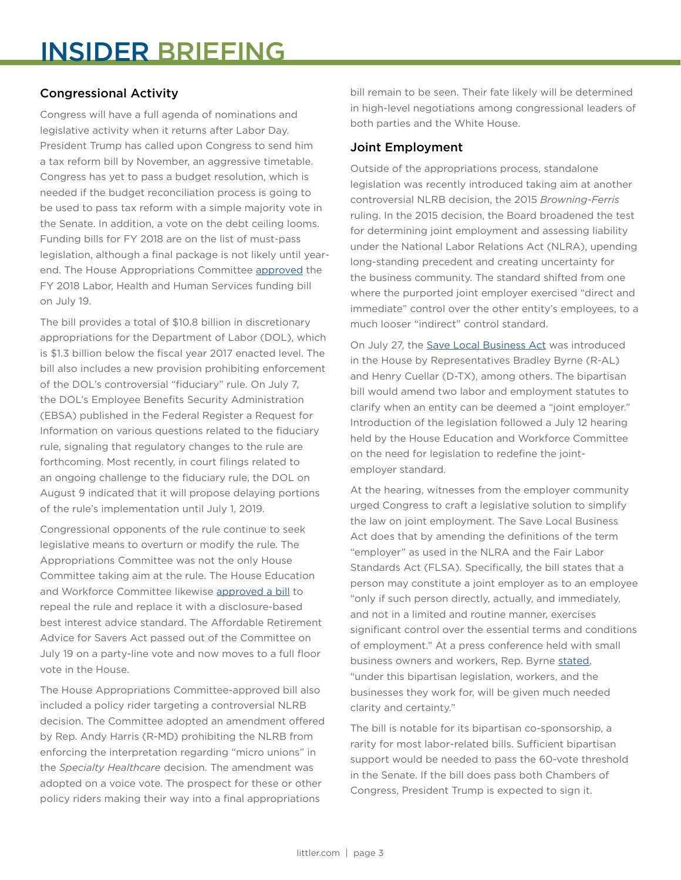## Congressional Activity

Congress will have a full agenda of nominations and legislative activity when it returns after Labor Day. President Trump has called upon Congress to send him a tax reform bill by November, an aggressive timetable. Congress has yet to pass a budget resolution, which is needed if the budget reconciliation process is going to be used to pass tax reform with a simple majority vote in the Senate. In addition, a vote on the debt ceiling looms. Funding bills for FY 2018 are on the list of must-pass legislation, although a final package is not likely until year-end. The House Appropriations Committee approved the FY 2018 Labor, Health and Human Services funding bill on July 19.

The bill provides a total of $10.8 billion in discretionary appropriations for the Department of Labor (DOL), which is $1.3 billion below the fiscal year 2017 enacted level. The bill also includes a new provision prohibiting enforcement of the DOL's controversial "fiduciary" rule. On July 7, the DOL's Employee Benefits Security Administration (EBSA) published in the Federal Register a Request for Information on various questions related to the fiduciary rule, signaling that regulatory changes to the rule are forthcoming. Most recently, in court filings related to an ongoing challenge to the fiduciary rule, the DOL on August 9 indicated that it will propose delaying portions of the rule's implementation until July 1, 2019.

Congressional opponents of the rule continue to seek legislative means to overturn or modify the rule. The Appropriations Committee was not the only House Committee taking aim at the rule. The House Education and Workforce Committee likewise approved a bill to repeal the rule and replace it with a disclosure-based best interest advice standard. The Affordable Retirement Advice for Savers Act passed out of the Committee on July 19 on a party-line vote and now moves to a full floor vote in the House.

The House Appropriations Committee-approved bill also included a policy rider targeting a controversial NLRB decision. The Committee adopted an amendment offered by Rep. Andy Harris (R-MD) prohibiting the NLRB from enforcing the interpretation regarding "micro unions" in the *Specialty Healthcare* decision. The amendment was adopted on a voice vote. The prospect for these or other policy riders making their way into a final appropriations bill remain to be seen. Their fate likely will be determined in high-level negotiations among congressional leaders of both parties and the White House.

## Joint Employment

Outside of the appropriations process, standalone legislation was recently introduced taking aim at another controversial NLRB decision, the 2015 *Browning-Ferris* ruling. In the 2015 decision, the Board broadened the test for determining joint employment and assessing liability under the National Labor Relations Act (NLRA), upending long-standing precedent and creating uncertainty for the business community. The standard shifted from one where the purported joint employer exercised "direct and immediate" control over the other entity's employees, to a much looser "indirect" control standard.

On July 27, the Save Local Business Act was introduced in the House by Representatives Bradley Byrne (R-AL) and Henry Cuellar (D-TX), among others. The bipartisan bill would amend two labor and employment statutes to clarify when an entity can be deemed a "joint employer." Introduction of the legislation followed a July 12 hearing held by the House Education and Workforce Committee on the need for legislation to redefine the joint-employer standard.

At the hearing, witnesses from the employer community urged Congress to craft a legislative solution to simplify the law on joint employment. The Save Local Business Act does that by amending the definitions of the term "employer" as used in the NLRA and the Fair Labor Standards Act (FLSA). Specifically, the bill states that a person may constitute a joint employer as to an employee "only if such person directly, actually, and immediately, and not in a limited and routine manner, exercises significant control over the essential terms and conditions of employment." At a press conference held with small business owners and workers, Rep. Byrne stated, "under this bipartisan legislation, workers, and the businesses they work for, will be given much needed clarity and certainty."

The bill is notable for its bipartisan co-sponsorship, a rarity for most labor-related bills. Sufficient bipartisan support would be needed to pass the 60-vote threshold in the Senate. If the bill does pass both Chambers of Congress, President Trump is expected to sign it.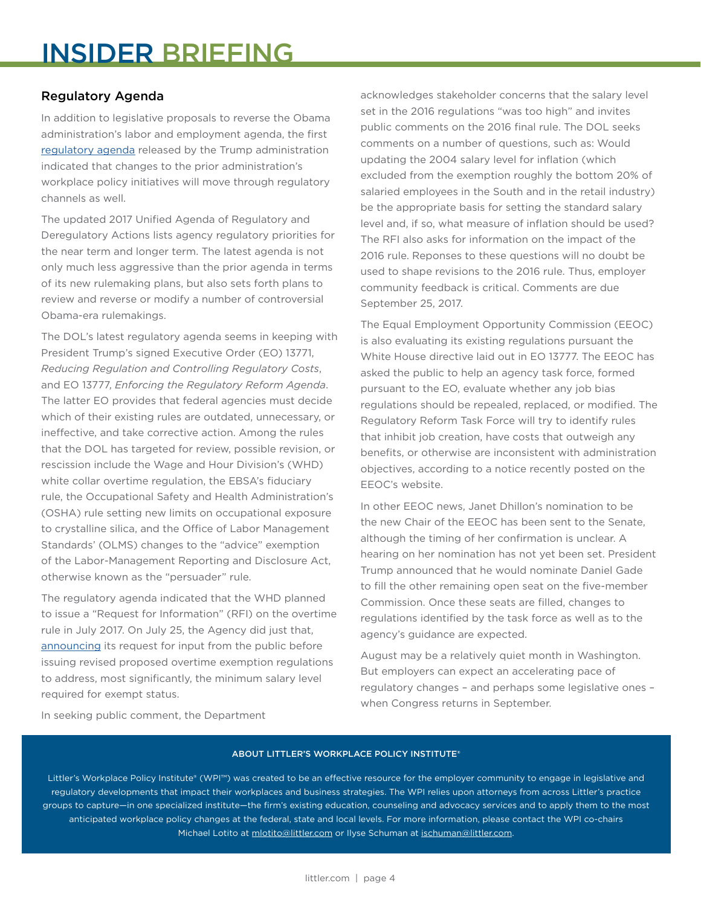## Regulatory Agenda

In addition to legislative proposals to reverse the Obama administration's labor and employment agenda, the first regulatory agenda released by the Trump administration indicated that changes to the prior administration's workplace policy initiatives will move through regulatory channels as well.

The updated 2017 Unified Agenda of Regulatory and Deregulatory Actions lists agency regulatory priorities for the near term and longer term. The latest agenda is not only much less aggressive than the prior agenda in terms of its new rulemaking plans, but also sets forth plans to review and reverse or modify a number of controversial Obama-era rulemakings.

The DOL's latest regulatory agenda seems in keeping with President Trump's signed Executive Order (EO) 13771, *Reducing Regulation and Controlling Regulatory Costs*, and EO 13777, *Enforcing the Regulatory Reform Agenda*. The latter EO provides that federal agencies must decide which of their existing rules are outdated, unnecessary, or ineffective, and take corrective action. Among the rules that the DOL has targeted for review, possible revision, or rescission include the Wage and Hour Division's (WHD) white collar overtime regulation, the EBSA's fiduciary rule, the Occupational Safety and Health Administration's (OSHA) rule setting new limits on occupational exposure to crystalline silica, and the Office of Labor Management Standards' (OLMS) changes to the "advice" exemption of the Labor-Management Reporting and Disclosure Act, otherwise known as the "persuader" rule.

The regulatory agenda indicated that the WHD planned to issue a "Request for Information" (RFI) on the overtime rule in July 2017. On July 25, the Agency did just that, announcing its request for input from the public before issuing revised proposed overtime exemption regulations to address, most significantly, the minimum salary level required for exempt status.

In seeking public comment, the Department acknowledges stakeholder concerns that the salary level set in the 2016 regulations "was too high" and invites public comments on the 2016 final rule. The DOL seeks comments on a number of questions, such as: Would updating the 2004 salary level for inflation (which excluded from the exemption roughly the bottom 20% of salaried employees in the South and in the retail industry) be the appropriate basis for setting the standard salary level and, if so, what measure of inflation should be used? The RFI also asks for information on the impact of the 2016 rule. Reponses to these questions will no doubt be used to shape revisions to the 2016 rule. Thus, employer community feedback is critical. Comments are due September 25, 2017.

The Equal Employment Opportunity Commission (EEOC) is also evaluating its existing regulations pursuant the White House directive laid out in EO 13777. The EEOC has asked the public to help an agency task force, formed pursuant to the EO, evaluate whether any job bias regulations should be repealed, replaced, or modified. The Regulatory Reform Task Force will try to identify rules that inhibit job creation, have costs that outweigh any benefits, or otherwise are inconsistent with administration objectives, according to a notice recently posted on the EEOC's website.

In other EEOC news, Janet Dhillon's nomination to be the new Chair of the EEOC has been sent to the Senate, although the timing of her confirmation is unclear. A hearing on her nomination has not yet been set. President Trump announced that he would nominate Daniel Gade to fill the other remaining open seat on the five-member Commission. Once these seats are filled, changes to regulations identified by the task force as well as to the agency's guidance are expected.

August may be a relatively quiet month in Washington. But employers can expect an accelerating pace of regulatory changes – and perhaps some legislative ones – when Congress returns in September.

**ABOUT LITTLER'S WORKPLACE POLICY INSTITUTE®**

Littler's Workplace Policy Institute® (WPI™) was created to be an effective resource for the employer community to engage in legislative and regulatory developments that impact their workplaces and business strategies. The WPI relies upon attorneys from across Littler's practice groups to capture—in one specialized institute—the firm's existing education, counseling and advocacy services and to apply them to the most anticipated workplace policy changes at the federal, state and local levels. For more information, please contact the WPI co-chairs Michael Lotito at mlotito@littler.com or Ilyse Schuman at ischuman@littler.com.